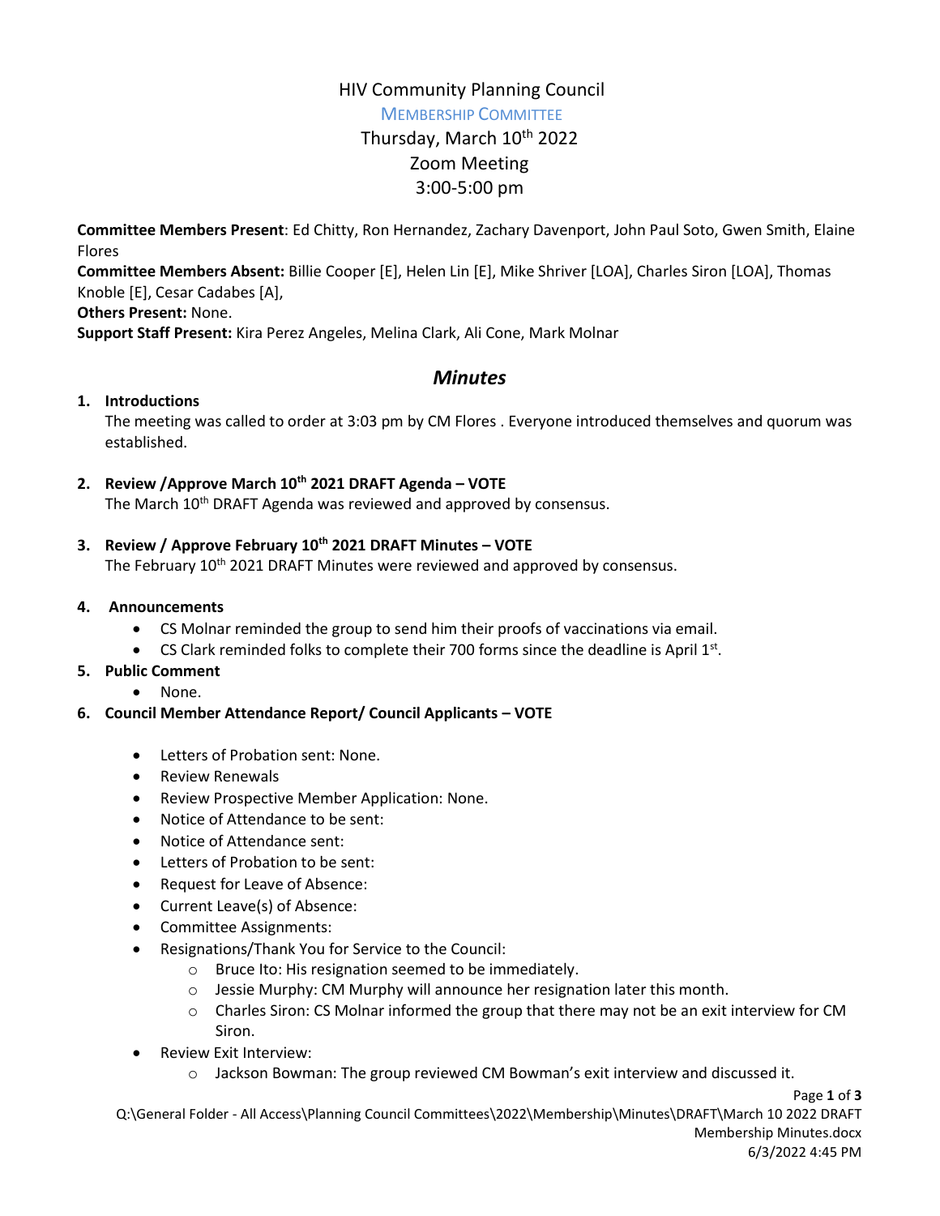# HIV Community Planning Council

## Membership Committee

### Thursday, March 10th 2022
### Zoom Meeting
### 3:00-5:00 pm

**Committee Members Present**: Ed Chitty, Ron Hernandez, Zachary Davenport, John Paul Soto, Gwen Smith, Elaine Flores
**Committee Members Absent:** Billie Cooper [E], Helen Lin [E], Mike Shriver [LOA], Charles Siron [LOA], Thomas Knoble [E], Cesar Cadabes [A],
**Others Present:** None.
**Support Staff Present:** Kira Perez Angeles, Melina Clark, Ali Cone, Mark Molnar

## *Minutes*

1. **Introductions**
   The meeting was called to order at 3:03 pm by CM Flores . Everyone introduced themselves and quorum was established.

2. **Review /Approve March 10th 2021 DRAFT Agenda – VOTE**
   The March 10th DRAFT Agenda was reviewed and approved by consensus.

3. **Review / Approve February 10th 2021 DRAFT Minutes – VOTE**
   The February 10th 2021 DRAFT Minutes were reviewed and approved by consensus.

4. **Announcements**
   - CS Molnar reminded the group to send him their proofs of vaccinations via email.
   - CS Clark reminded folks to complete their 700 forms since the deadline is April 1st.

5. **Public Comment**
   - None.

6. **Council Member Attendance Report/ Council Applicants – VOTE**
   - Letters of Probation sent: None.
   - Review Renewals
   - Review Prospective Member Application: None.
   - Notice of Attendance to be sent:
   - Notice of Attendance sent:
   - Letters of Probation to be sent:
   - Request for Leave of Absence:
   - Current Leave(s) of Absence:
   - Committee Assignments:
   - Resignations/Thank You for Service to the Council:
     - Bruce Ito: His resignation seemed to be immediately.
     - Jessie Murphy: CM Murphy will announce her resignation later this month.
     - Charles Siron: CS Molnar informed the group that there may not be an exit interview for CM Siron.
   - Review Exit Interview:
     - Jackson Bowman: The group reviewed CM Bowman's exit interview and discussed it.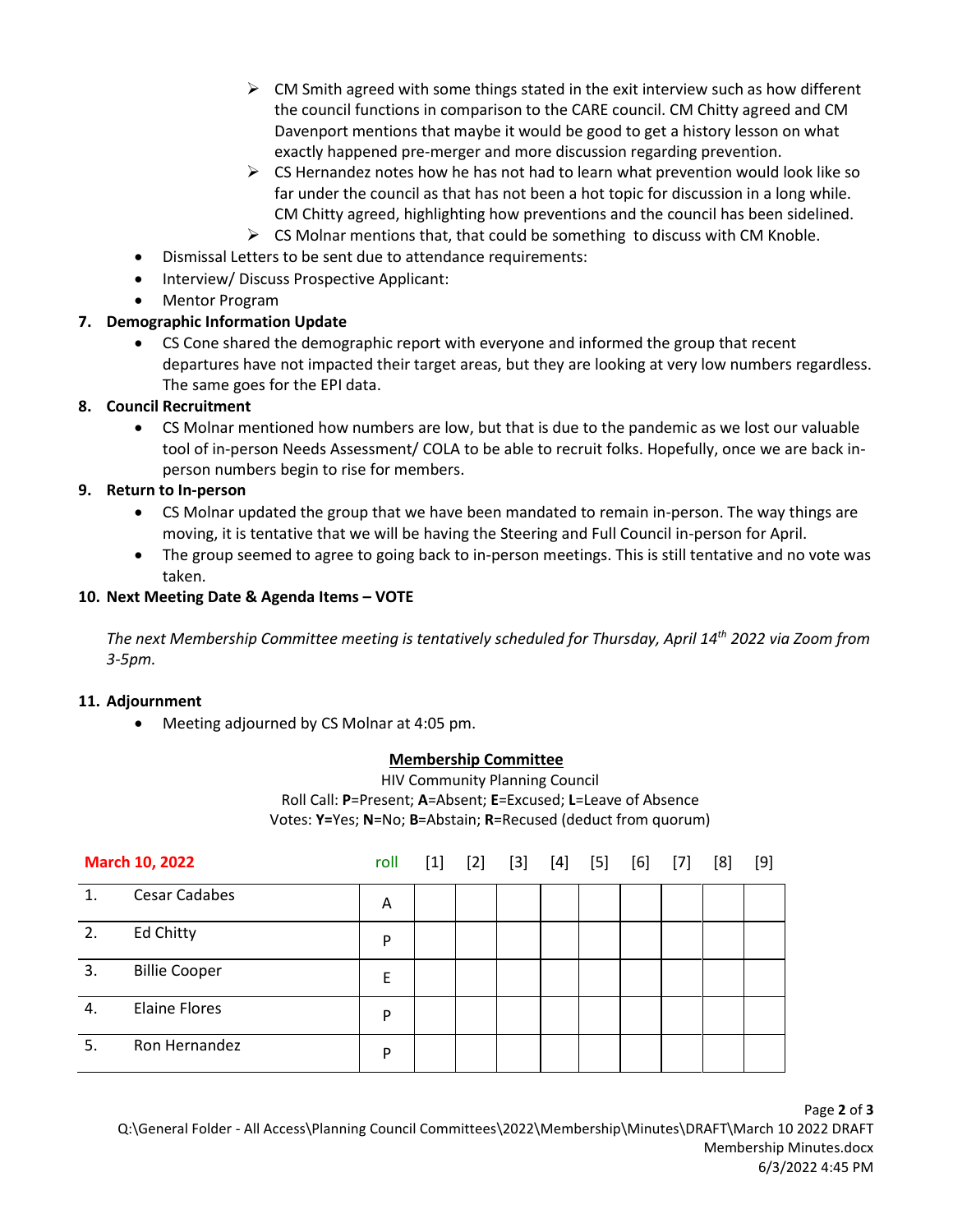- CM Smith agreed with some things stated in the exit interview such as how different the council functions in comparison to the CARE council. CM Chitty agreed and CM Davenport mentions that maybe it would be good to get a history lesson on what exactly happened pre-merger and more discussion regarding prevention.
  - CS Hernandez notes how he has not had to learn what prevention would look like so far under the council as that has not been a hot topic for discussion in a long while. CM Chitty agreed, highlighting how preventions and the council has been sidelined.
  - CS Molnar mentions that, that could be something to discuss with CM Knoble.
- Dismissal Letters to be sent due to attendance requirements:
- Interview/ Discuss Prospective Applicant:
- Mentor Program

**7. Demographic Information Update**

- CS Cone shared the demographic report with everyone and informed the group that recent departures have not impacted their target areas, but they are looking at very low numbers regardless. The same goes for the EPI data.

**8. Council Recruitment**

- CS Molnar mentioned how numbers are low, but that is due to the pandemic as we lost our valuable tool of in-person Needs Assessment/ COLA to be able to recruit folks. Hopefully, once we are back in-person numbers begin to rise for members.

**9. Return to In-person**

- CS Molnar updated the group that we have been mandated to remain in-person. The way things are moving, it is tentative that we will be having the Steering and Full Council in-person for April.
- The group seemed to agree to going back to in-person meetings. This is still tentative and no vote was taken.

**10. Next Meeting Date & Agenda Items – VOTE**

*The next Membership Committee meeting is tentatively scheduled for Thursday, April 14th 2022 via Zoom from 3-5pm.*

**11. Adjournment**

- Meeting adjourned by CS Molnar at 4:05 pm.

**Membership Committee**

HIV Community Planning Council

Roll Call: **P**=Present; **A**=Absent; **E**=Excused; **L**=Leave of Absence

Votes: **Y**=Yes; **N**=No; **B**=Abstain; **R**=Recused (deduct from quorum)

| March 10, 2022 | | roll | [1] | [2] | [3] | [4] | [5] | [6] | [7] | [8] | [9] |
|---|---|---|---|---|---|---|---|---|---|---|---|
| 1. | Cesar Cadabes | A | | | | | | | | | |
| 2. | Ed Chitty | P | | | | | | | | | |
| 3. | Billie Cooper | E | | | | | | | | | |
| 4. | Elaine Flores | P | | | | | | | | | |
| 5. | Ron Hernandez | P | | | | | | | | | |

Q:\General Folder - All Access\Planning Council Committees\2022\Membership\Minutes\DRAFT\March 10 2022 DRAFT Membership Minutes.docx
6/3/2022 4:45 PM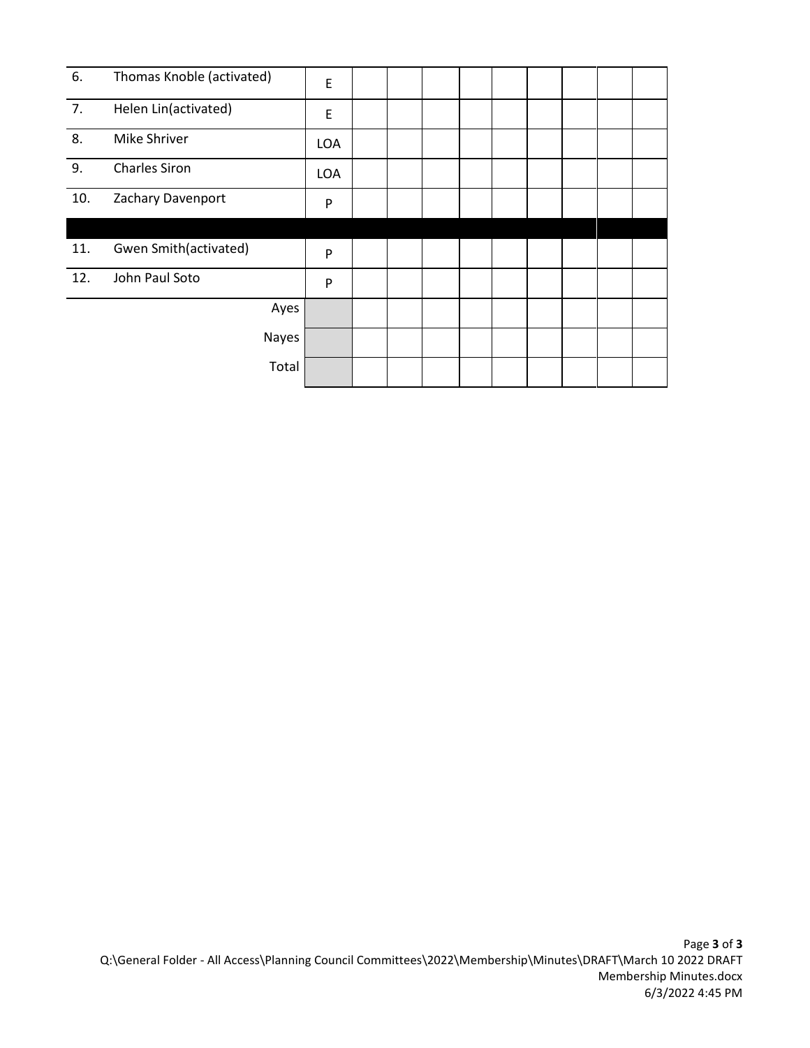| | | | | | | | | | | | |
|---|---|---|---|---|---|---|---|---|---|---|---|
| 6. | Thomas Knoble (activated) | E | | | | | | | | | |
| 7. | Helen Lin(activated) | E | | | | | | | | | |
| 8. | Mike Shriver | LOA | | | | | | | | | |
| 9. | Charles Siron | LOA | | | | | | | | | |
| 10. | Zachary Davenport | P | | | | | | | | | |
| | | | | | | | | | | | |
| 11. | Gwen Smith(activated) | P | | | | | | | | | |
| 12. | John Paul Soto | P | | | | | | | | | |
| | Ayes | | | | | | | | | | |
| | Nayes | | | | | | | | | | |
| | Total | | | | | | | | | | |

Q:\General Folder - All Access\Planning Council Committees\2022\Membership\Minutes\DRAFT\March 10 2022 DRAFT Membership Minutes.docx
6/3/2022 4:45 PM